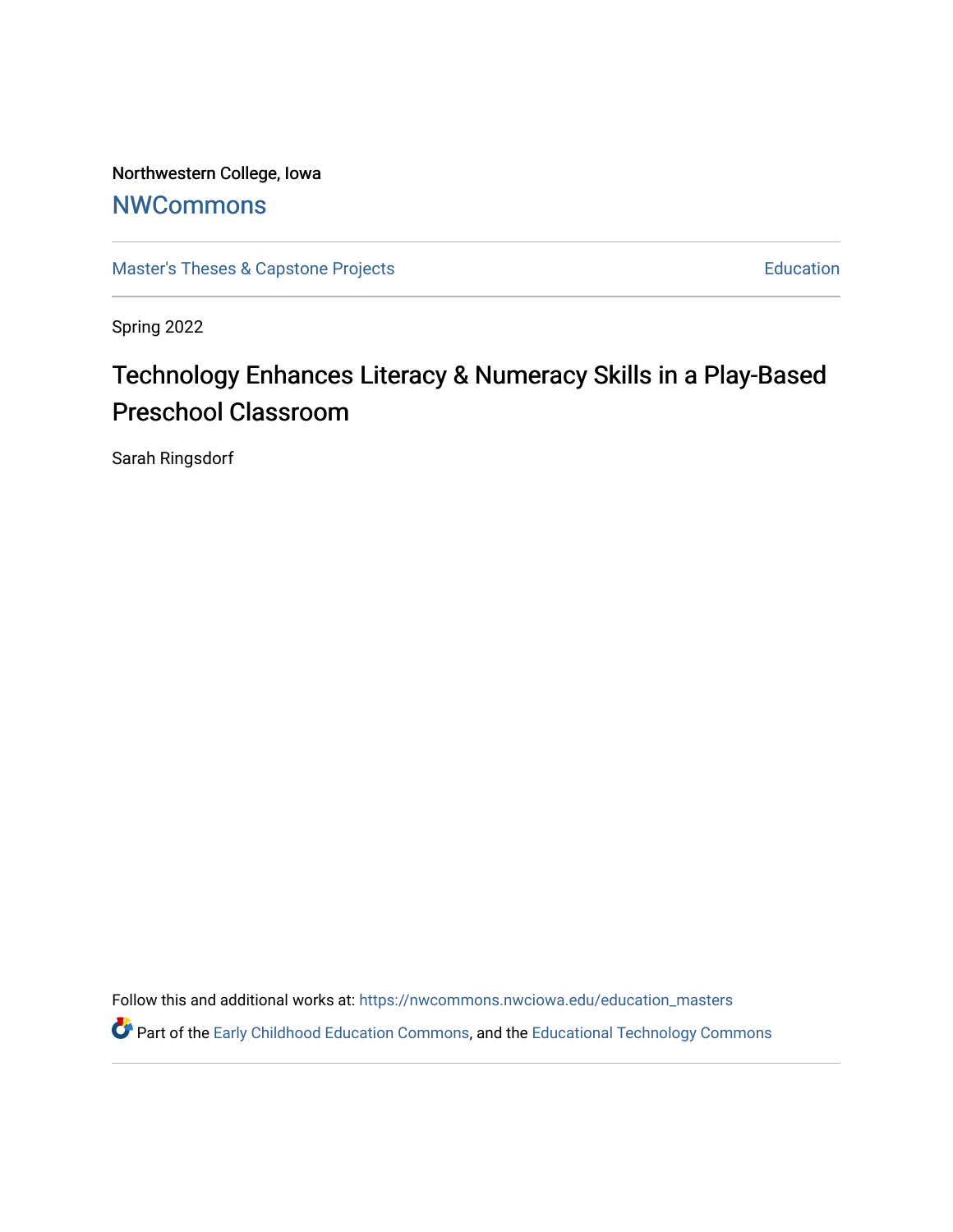Northwestern College, Iowa

# NWCommons

Master's Theses & Capstone Projects | Education

Spring 2022

## Technology Enhances Literacy & Numeracy Skills in a Play-Based Preschool Classroom

Sarah Ringsdorf

Follow this and additional works at: https://nwcommons.nwciowa.edu/education_masters

Part of the Early Childhood Education Commons, and the Educational Technology Commons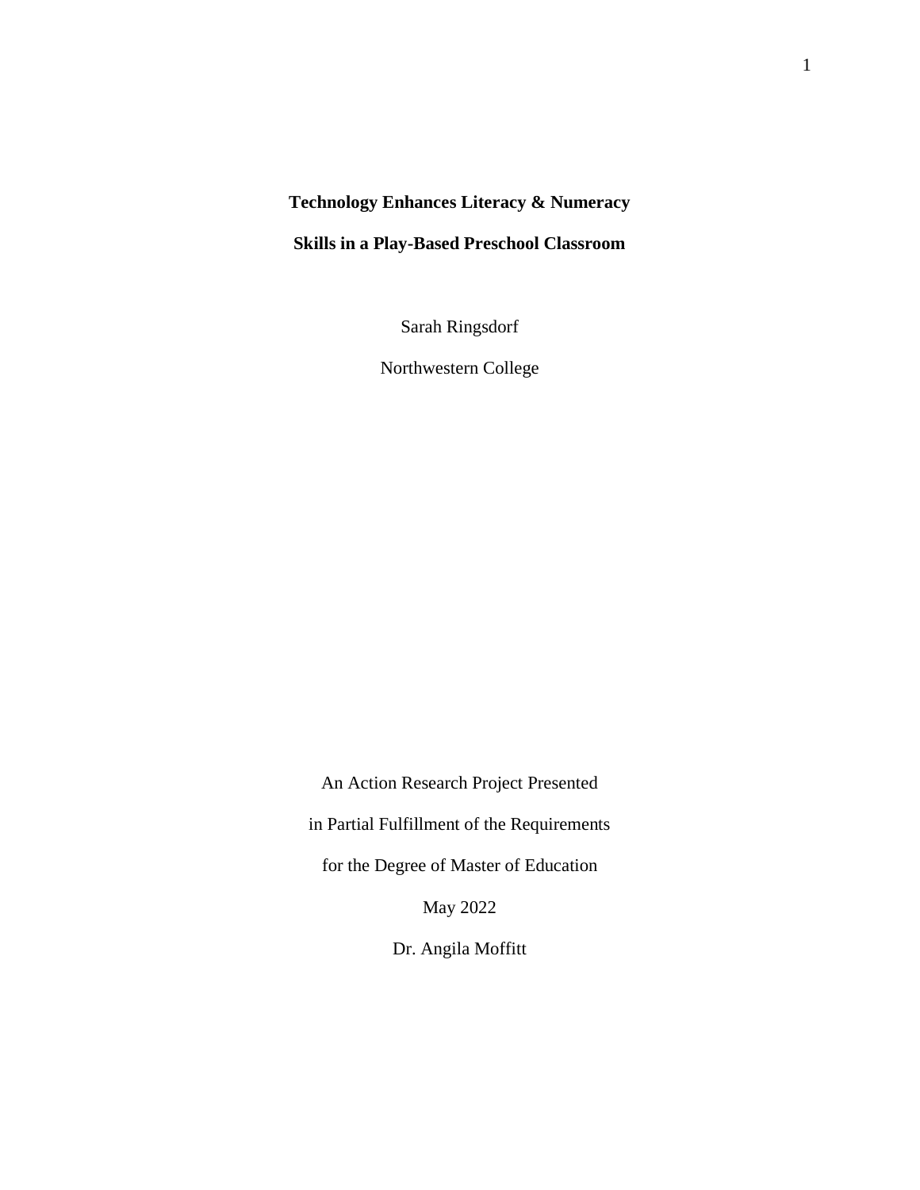**Technology Enhances Literacy & Numeracy**

**Skills in a Play-Based Preschool Classroom**

Sarah Ringsdorf

Northwestern College

An Action Research Project Presented

in Partial Fulfillment of the Requirements

for the Degree of Master of Education

May 2022

Dr. Angila Moffitt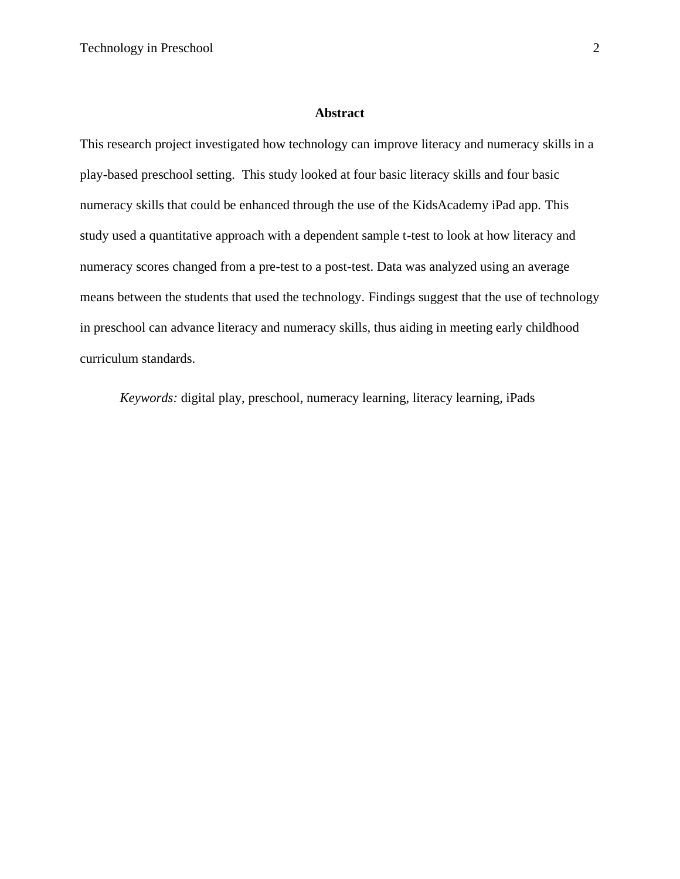## Abstract

This research project investigated how technology can improve literacy and numeracy skills in a play-based preschool setting. This study looked at four basic literacy skills and four basic numeracy skills that could be enhanced through the use of the KidsAcademy iPad app. This study used a quantitative approach with a dependent sample t-test to look at how literacy and numeracy scores changed from a pre-test to a post-test. Data was analyzed using an average means between the students that used the technology. Findings suggest that the use of technology in preschool can advance literacy and numeracy skills, thus aiding in meeting early childhood curriculum standards.

*Keywords:* digital play, preschool, numeracy learning, literacy learning, iPads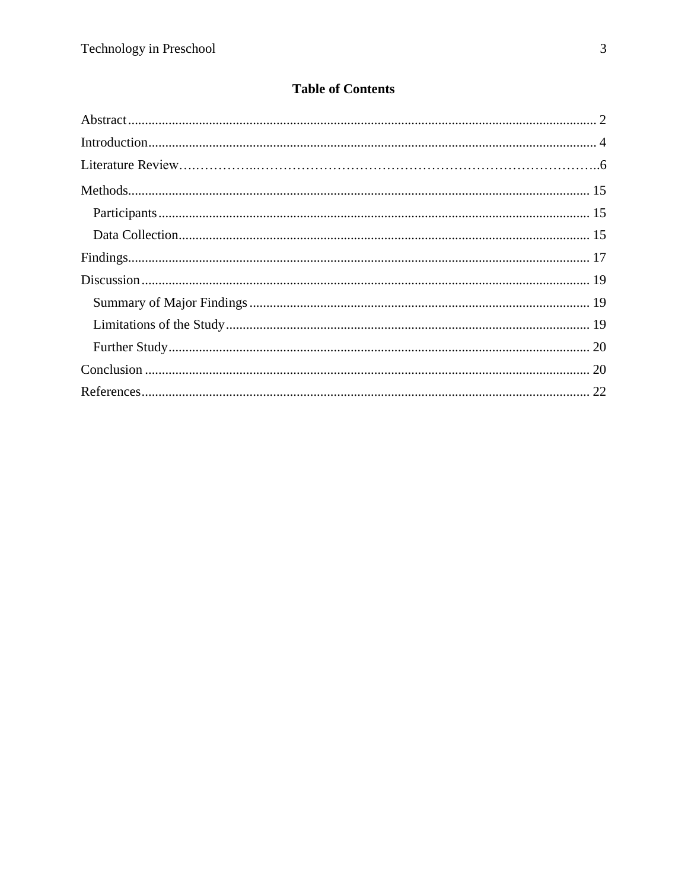# Table of Contents

Abstract......................................................................................................................................... 2

Introduction.................................................................................................................................... 4

Literature Review………………..……………………………………………………………………..6

Methods........................................................................................................................................ 15

  Participants............................................................................................................................... 15

  Data Collection.......................................................................................................................... 15

Findings........................................................................................................................................ 17

Discussion.................................................................................................................................... 19

  Summary of Major Findings..................................................................................................... 19

  Limitations of the Study............................................................................................................ 19

  Further Study............................................................................................................................. 20

Conclusion................................................................................................................................... 20

References.................................................................................................................................... 22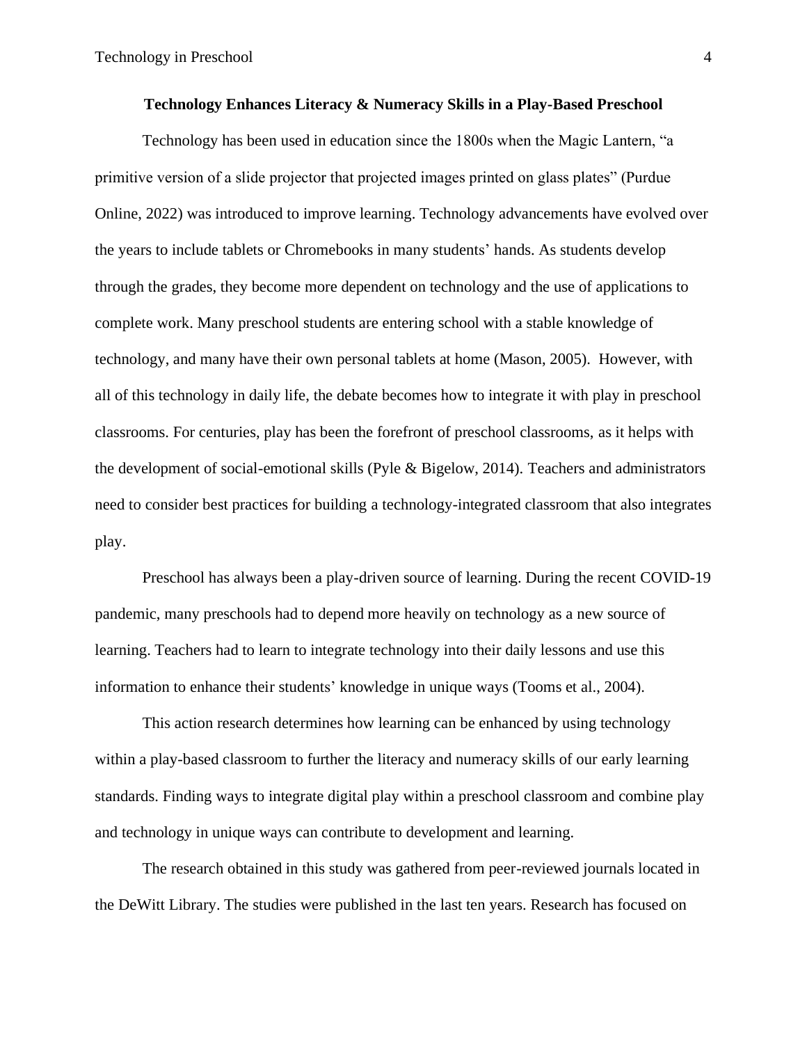**Technology Enhances Literacy & Numeracy Skills in a Play-Based Preschool**

Technology has been used in education since the 1800s when the Magic Lantern, "a primitive version of a slide projector that projected images printed on glass plates" (Purdue Online, 2022) was introduced to improve learning. Technology advancements have evolved over the years to include tablets or Chromebooks in many students' hands. As students develop through the grades, they become more dependent on technology and the use of applications to complete work. Many preschool students are entering school with a stable knowledge of technology, and many have their own personal tablets at home (Mason, 2005). However, with all of this technology in daily life, the debate becomes how to integrate it with play in preschool classrooms. For centuries, play has been the forefront of preschool classrooms, as it helps with the development of social-emotional skills (Pyle & Bigelow, 2014). Teachers and administrators need to consider best practices for building a technology-integrated classroom that also integrates play.

Preschool has always been a play-driven source of learning. During the recent COVID-19 pandemic, many preschools had to depend more heavily on technology as a new source of learning. Teachers had to learn to integrate technology into their daily lessons and use this information to enhance their students' knowledge in unique ways (Tooms et al., 2004).

This action research determines how learning can be enhanced by using technology within a play-based classroom to further the literacy and numeracy skills of our early learning standards. Finding ways to integrate digital play within a preschool classroom and combine play and technology in unique ways can contribute to development and learning.

The research obtained in this study was gathered from peer-reviewed journals located in the DeWitt Library. The studies were published in the last ten years. Research has focused on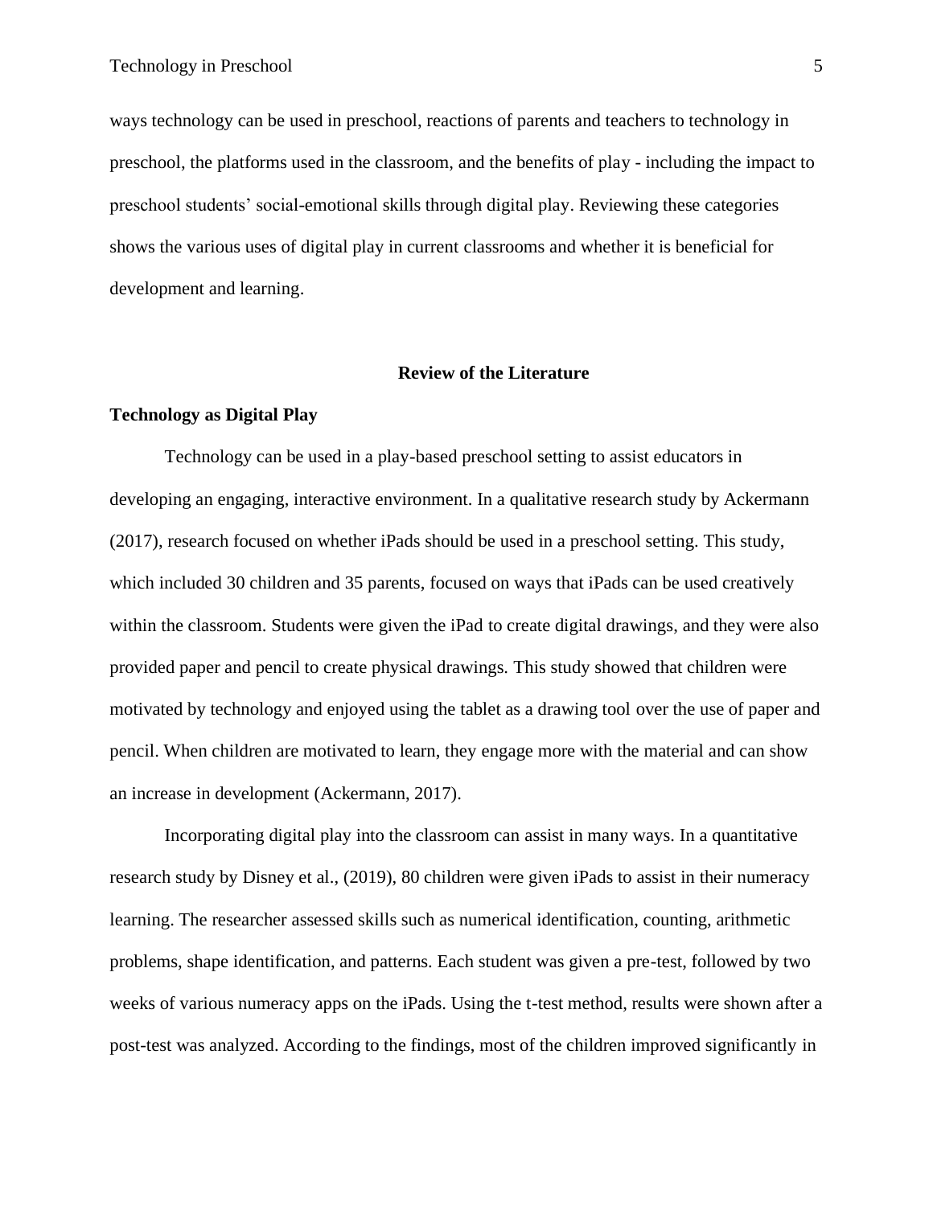ways technology can be used in preschool, reactions of parents and teachers to technology in preschool, the platforms used in the classroom, and the benefits of play - including the impact to preschool students' social-emotional skills through digital play. Reviewing these categories shows the various uses of digital play in current classrooms and whether it is beneficial for development and learning.

## Review of the Literature

### Technology as Digital Play

Technology can be used in a play-based preschool setting to assist educators in developing an engaging, interactive environment. In a qualitative research study by Ackermann (2017), research focused on whether iPads should be used in a preschool setting. This study, which included 30 children and 35 parents, focused on ways that iPads can be used creatively within the classroom. Students were given the iPad to create digital drawings, and they were also provided paper and pencil to create physical drawings. This study showed that children were motivated by technology and enjoyed using the tablet as a drawing tool over the use of paper and pencil. When children are motivated to learn, they engage more with the material and can show an increase in development (Ackermann, 2017).

Incorporating digital play into the classroom can assist in many ways. In a quantitative research study by Disney et al., (2019), 80 children were given iPads to assist in their numeracy learning. The researcher assessed skills such as numerical identification, counting, arithmetic problems, shape identification, and patterns. Each student was given a pre-test, followed by two weeks of various numeracy apps on the iPads. Using the t-test method, results were shown after a post-test was analyzed. According to the findings, most of the children improved significantly in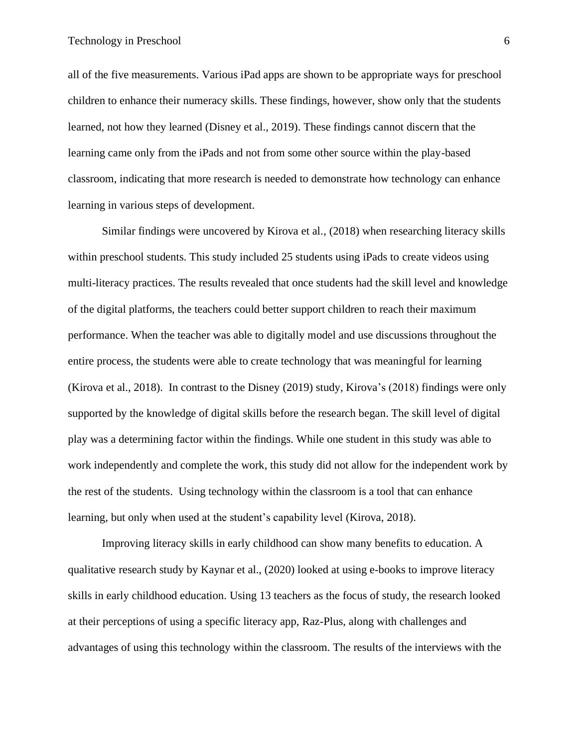all of the five measurements. Various iPad apps are shown to be appropriate ways for preschool children to enhance their numeracy skills. These findings, however, show only that the students learned, not how they learned (Disney et al., 2019). These findings cannot discern that the learning came only from the iPads and not from some other source within the play-based classroom, indicating that more research is needed to demonstrate how technology can enhance learning in various steps of development.

Similar findings were uncovered by Kirova et al., (2018) when researching literacy skills within preschool students. This study included 25 students using iPads to create videos using multi-literacy practices. The results revealed that once students had the skill level and knowledge of the digital platforms, the teachers could better support children to reach their maximum performance. When the teacher was able to digitally model and use discussions throughout the entire process, the students were able to create technology that was meaningful for learning (Kirova et al., 2018). In contrast to the Disney (2019) study, Kirova's (2018) findings were only supported by the knowledge of digital skills before the research began. The skill level of digital play was a determining factor within the findings. While one student in this study was able to work independently and complete the work, this study did not allow for the independent work by the rest of the students. Using technology within the classroom is a tool that can enhance learning, but only when used at the student's capability level (Kirova, 2018).

Improving literacy skills in early childhood can show many benefits to education. A qualitative research study by Kaynar et al., (2020) looked at using e-books to improve literacy skills in early childhood education. Using 13 teachers as the focus of study, the research looked at their perceptions of using a specific literacy app, Raz-Plus, along with challenges and advantages of using this technology within the classroom. The results of the interviews with the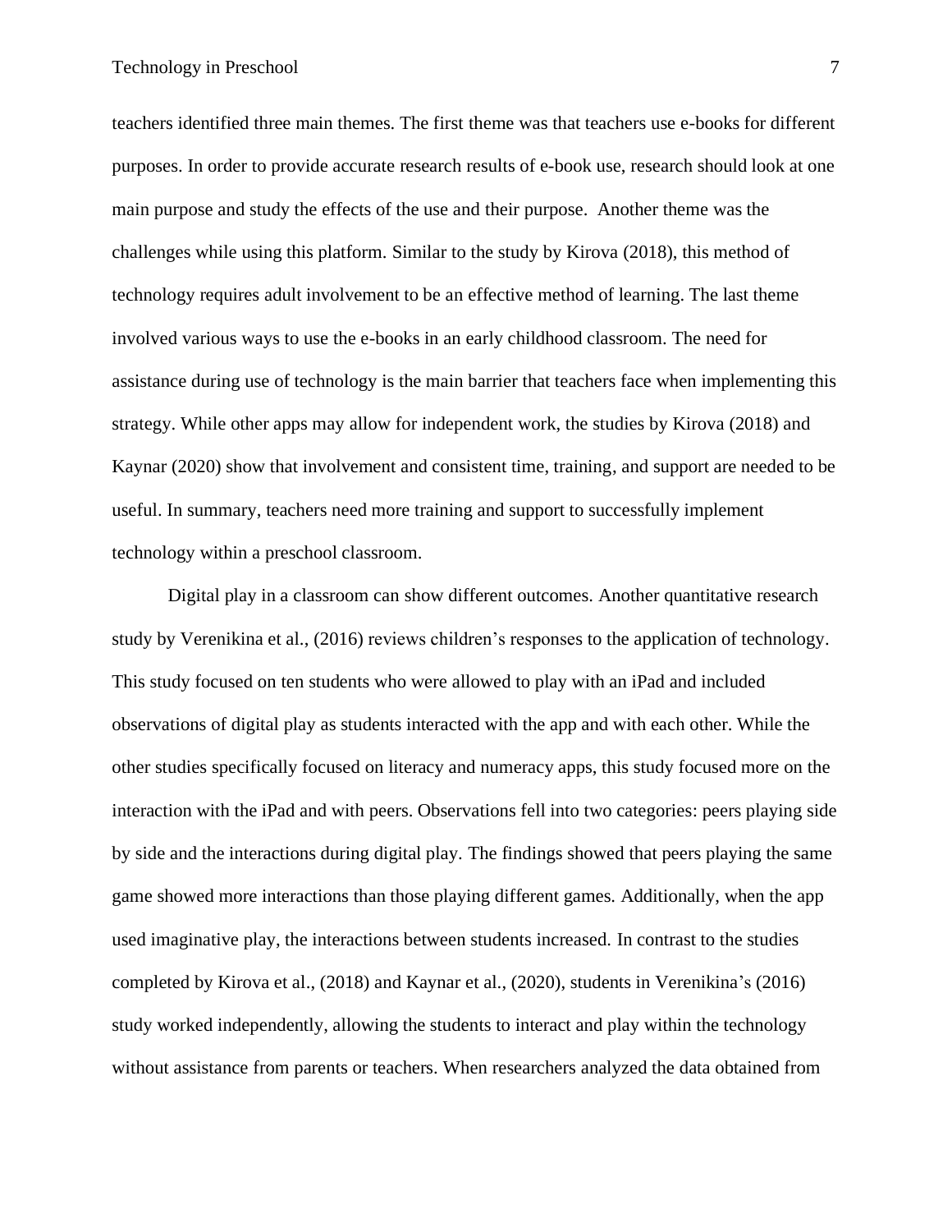teachers identified three main themes. The first theme was that teachers use e-books for different purposes. In order to provide accurate research results of e-book use, research should look at one main purpose and study the effects of the use and their purpose. Another theme was the challenges while using this platform. Similar to the study by Kirova (2018), this method of technology requires adult involvement to be an effective method of learning. The last theme involved various ways to use the e-books in an early childhood classroom. The need for assistance during use of technology is the main barrier that teachers face when implementing this strategy. While other apps may allow for independent work, the studies by Kirova (2018) and Kaynar (2020) show that involvement and consistent time, training, and support are needed to be useful. In summary, teachers need more training and support to successfully implement technology within a preschool classroom.

Digital play in a classroom can show different outcomes. Another quantitative research study by Verenikina et al., (2016) reviews children's responses to the application of technology. This study focused on ten students who were allowed to play with an iPad and included observations of digital play as students interacted with the app and with each other. While the other studies specifically focused on literacy and numeracy apps, this study focused more on the interaction with the iPad and with peers. Observations fell into two categories: peers playing side by side and the interactions during digital play. The findings showed that peers playing the same game showed more interactions than those playing different games. Additionally, when the app used imaginative play, the interactions between students increased. In contrast to the studies completed by Kirova et al., (2018) and Kaynar et al., (2020), students in Verenikina's (2016) study worked independently, allowing the students to interact and play within the technology without assistance from parents or teachers. When researchers analyzed the data obtained from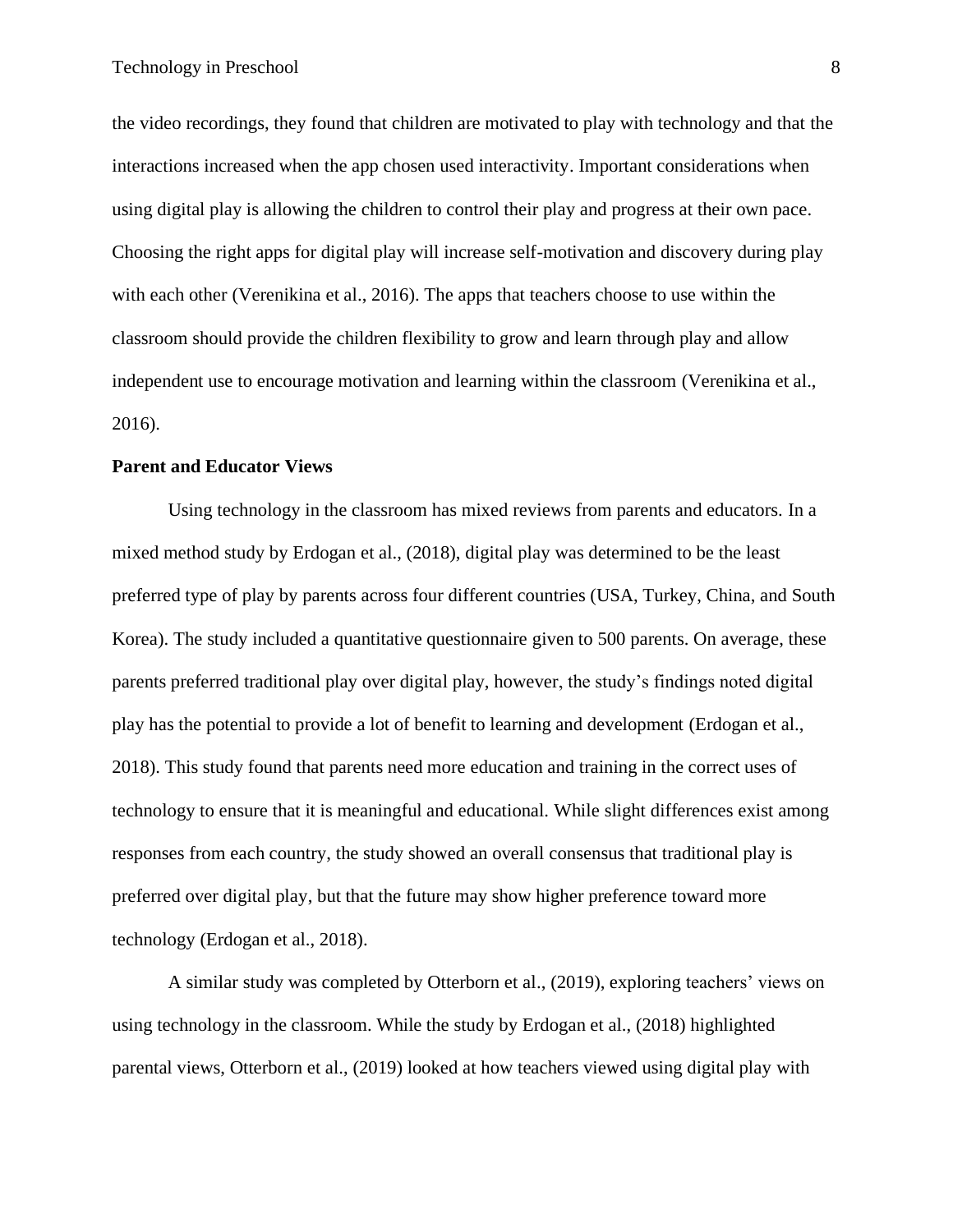the video recordings, they found that children are motivated to play with technology and that the interactions increased when the app chosen used interactivity. Important considerations when using digital play is allowing the children to control their play and progress at their own pace. Choosing the right apps for digital play will increase self-motivation and discovery during play with each other (Verenikina et al., 2016). The apps that teachers choose to use within the classroom should provide the children flexibility to grow and learn through play and allow independent use to encourage motivation and learning within the classroom (Verenikina et al., 2016).

**Parent and Educator Views**

Using technology in the classroom has mixed reviews from parents and educators. In a mixed method study by Erdogan et al., (2018), digital play was determined to be the least preferred type of play by parents across four different countries (USA, Turkey, China, and South Korea). The study included a quantitative questionnaire given to 500 parents. On average, these parents preferred traditional play over digital play, however, the study's findings noted digital play has the potential to provide a lot of benefit to learning and development (Erdogan et al., 2018). This study found that parents need more education and training in the correct uses of technology to ensure that it is meaningful and educational. While slight differences exist among responses from each country, the study showed an overall consensus that traditional play is preferred over digital play, but that the future may show higher preference toward more technology (Erdogan et al., 2018).

A similar study was completed by Otterborn et al., (2019), exploring teachers' views on using technology in the classroom. While the study by Erdogan et al., (2018) highlighted parental views, Otterborn et al., (2019) looked at how teachers viewed using digital play with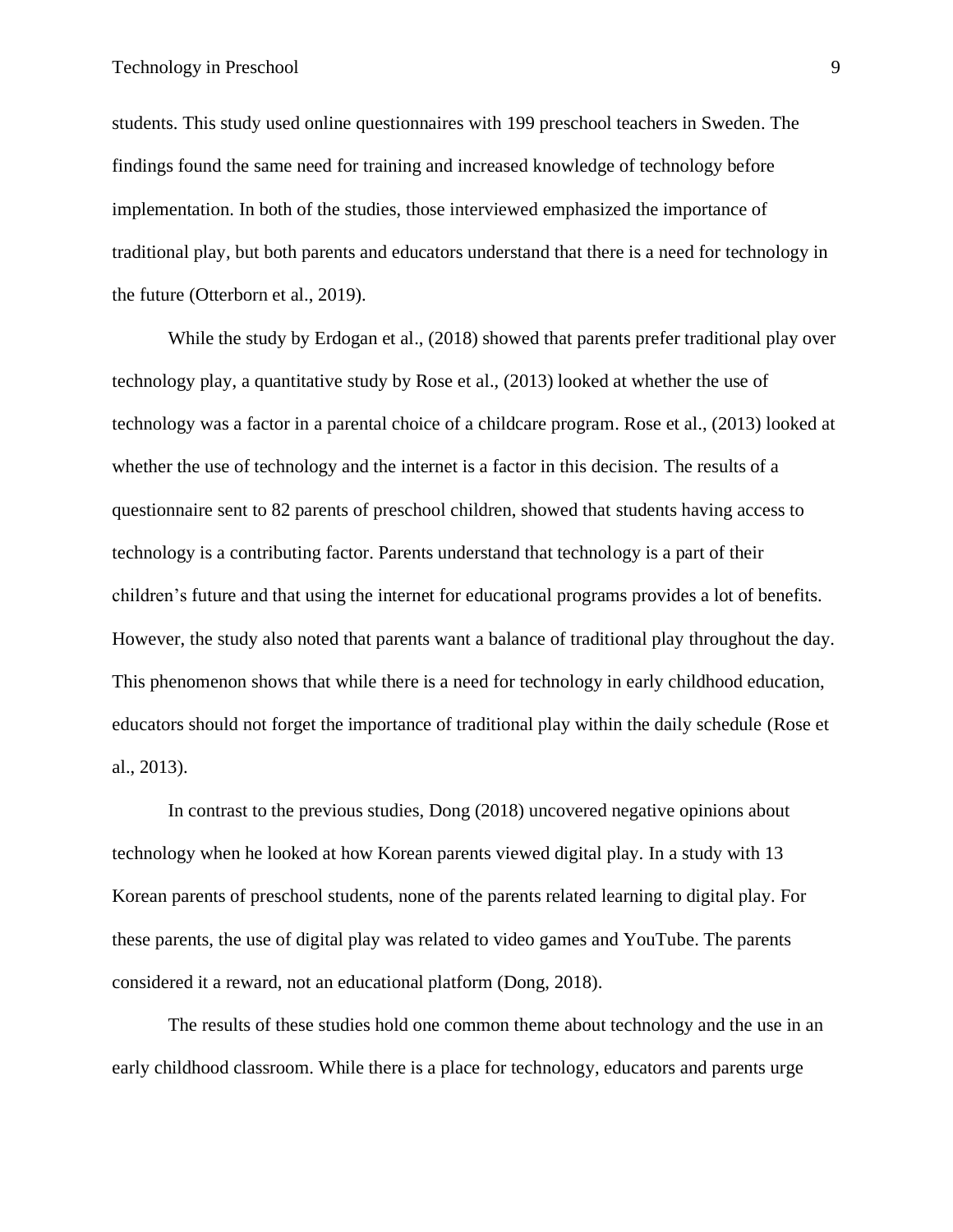students. This study used online questionnaires with 199 preschool teachers in Sweden. The findings found the same need for training and increased knowledge of technology before implementation. In both of the studies, those interviewed emphasized the importance of traditional play, but both parents and educators understand that there is a need for technology in the future (Otterborn et al., 2019).

While the study by Erdogan et al., (2018) showed that parents prefer traditional play over technology play, a quantitative study by Rose et al., (2013) looked at whether the use of technology was a factor in a parental choice of a childcare program. Rose et al., (2013) looked at whether the use of technology and the internet is a factor in this decision. The results of a questionnaire sent to 82 parents of preschool children, showed that students having access to technology is a contributing factor. Parents understand that technology is a part of their children's future and that using the internet for educational programs provides a lot of benefits. However, the study also noted that parents want a balance of traditional play throughout the day. This phenomenon shows that while there is a need for technology in early childhood education, educators should not forget the importance of traditional play within the daily schedule (Rose et al., 2013).

In contrast to the previous studies, Dong (2018) uncovered negative opinions about technology when he looked at how Korean parents viewed digital play. In a study with 13 Korean parents of preschool students, none of the parents related learning to digital play. For these parents, the use of digital play was related to video games and YouTube. The parents considered it a reward, not an educational platform (Dong, 2018).

The results of these studies hold one common theme about technology and the use in an early childhood classroom. While there is a place for technology, educators and parents urge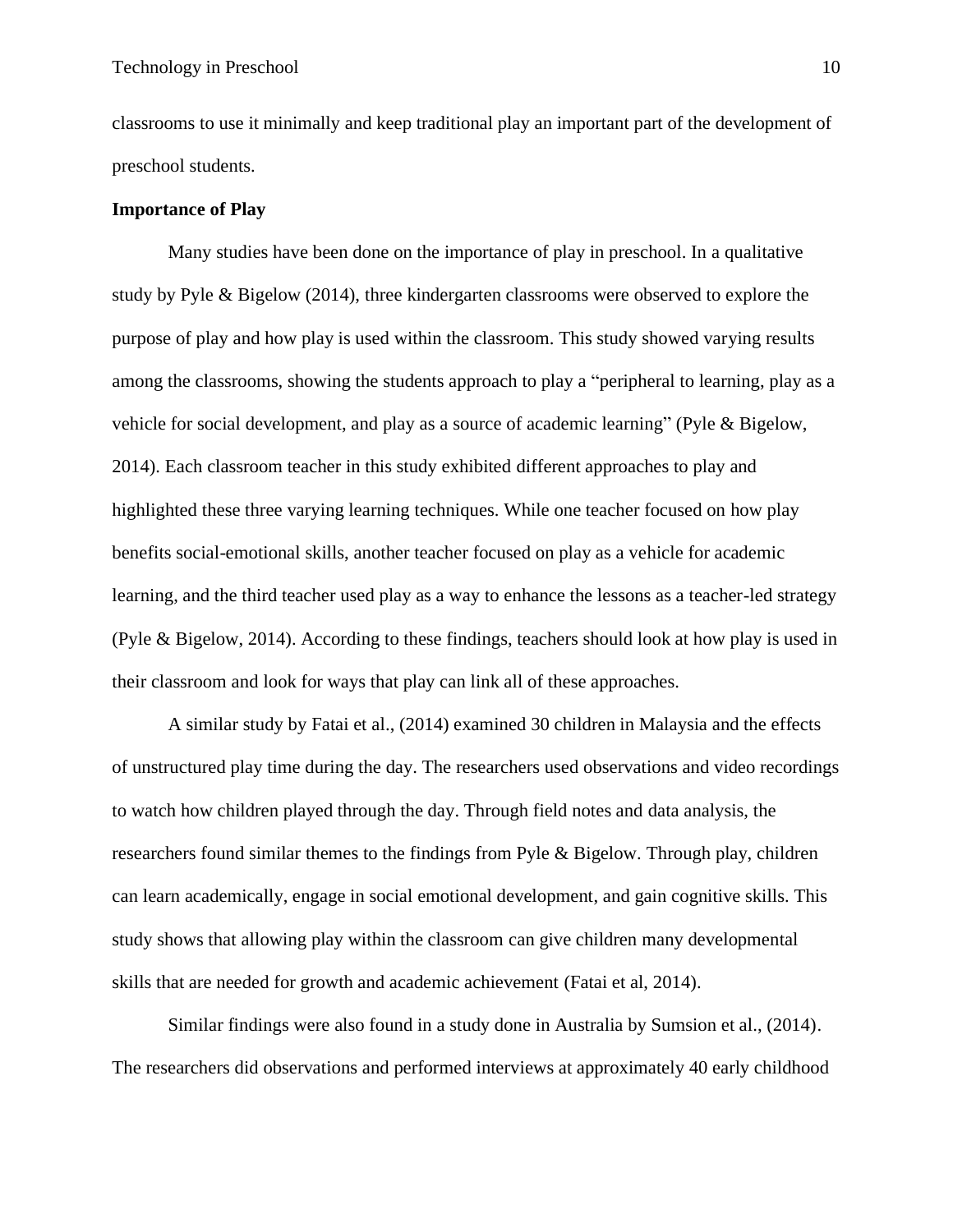classrooms to use it minimally and keep traditional play an important part of the development of preschool students.

**Importance of Play**

Many studies have been done on the importance of play in preschool. In a qualitative study by Pyle & Bigelow (2014), three kindergarten classrooms were observed to explore the purpose of play and how play is used within the classroom. This study showed varying results among the classrooms, showing the students approach to play a "peripheral to learning, play as a vehicle for social development, and play as a source of academic learning" (Pyle & Bigelow, 2014). Each classroom teacher in this study exhibited different approaches to play and highlighted these three varying learning techniques. While one teacher focused on how play benefits social-emotional skills, another teacher focused on play as a vehicle for academic learning, and the third teacher used play as a way to enhance the lessons as a teacher-led strategy (Pyle & Bigelow, 2014). According to these findings, teachers should look at how play is used in their classroom and look for ways that play can link all of these approaches.

A similar study by Fatai et al., (2014) examined 30 children in Malaysia and the effects of unstructured play time during the day. The researchers used observations and video recordings to watch how children played through the day. Through field notes and data analysis, the researchers found similar themes to the findings from Pyle & Bigelow. Through play, children can learn academically, engage in social emotional development, and gain cognitive skills. This study shows that allowing play within the classroom can give children many developmental skills that are needed for growth and academic achievement (Fatai et al, 2014).

Similar findings were also found in a study done in Australia by Sumsion et al., (2014). The researchers did observations and performed interviews at approximately 40 early childhood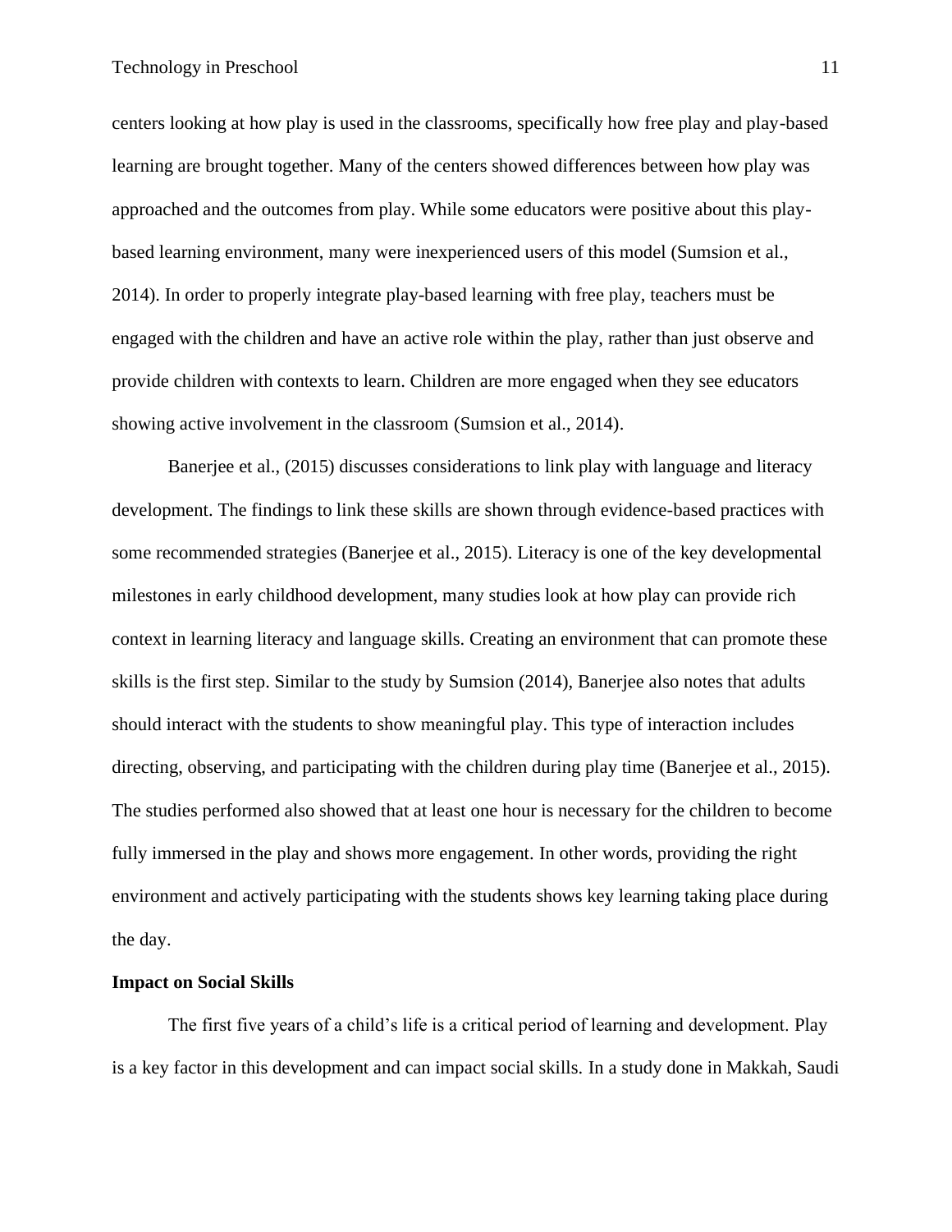centers looking at how play is used in the classrooms, specifically how free play and play-based learning are brought together. Many of the centers showed differences between how play was approached and the outcomes from play. While some educators were positive about this play-based learning environment, many were inexperienced users of this model (Sumsion et al., 2014). In order to properly integrate play-based learning with free play, teachers must be engaged with the children and have an active role within the play, rather than just observe and provide children with contexts to learn. Children are more engaged when they see educators showing active involvement in the classroom (Sumsion et al., 2014).

Banerjee et al., (2015) discusses considerations to link play with language and literacy development. The findings to link these skills are shown through evidence-based practices with some recommended strategies (Banerjee et al., 2015). Literacy is one of the key developmental milestones in early childhood development, many studies look at how play can provide rich context in learning literacy and language skills. Creating an environment that can promote these skills is the first step. Similar to the study by Sumsion (2014), Banerjee also notes that adults should interact with the students to show meaningful play. This type of interaction includes directing, observing, and participating with the children during play time (Banerjee et al., 2015). The studies performed also showed that at least one hour is necessary for the children to become fully immersed in the play and shows more engagement. In other words, providing the right environment and actively participating with the students shows key learning taking place during the day.

**Impact on Social Skills**

The first five years of a child's life is a critical period of learning and development. Play is a key factor in this development and can impact social skills. In a study done in Makkah, Saudi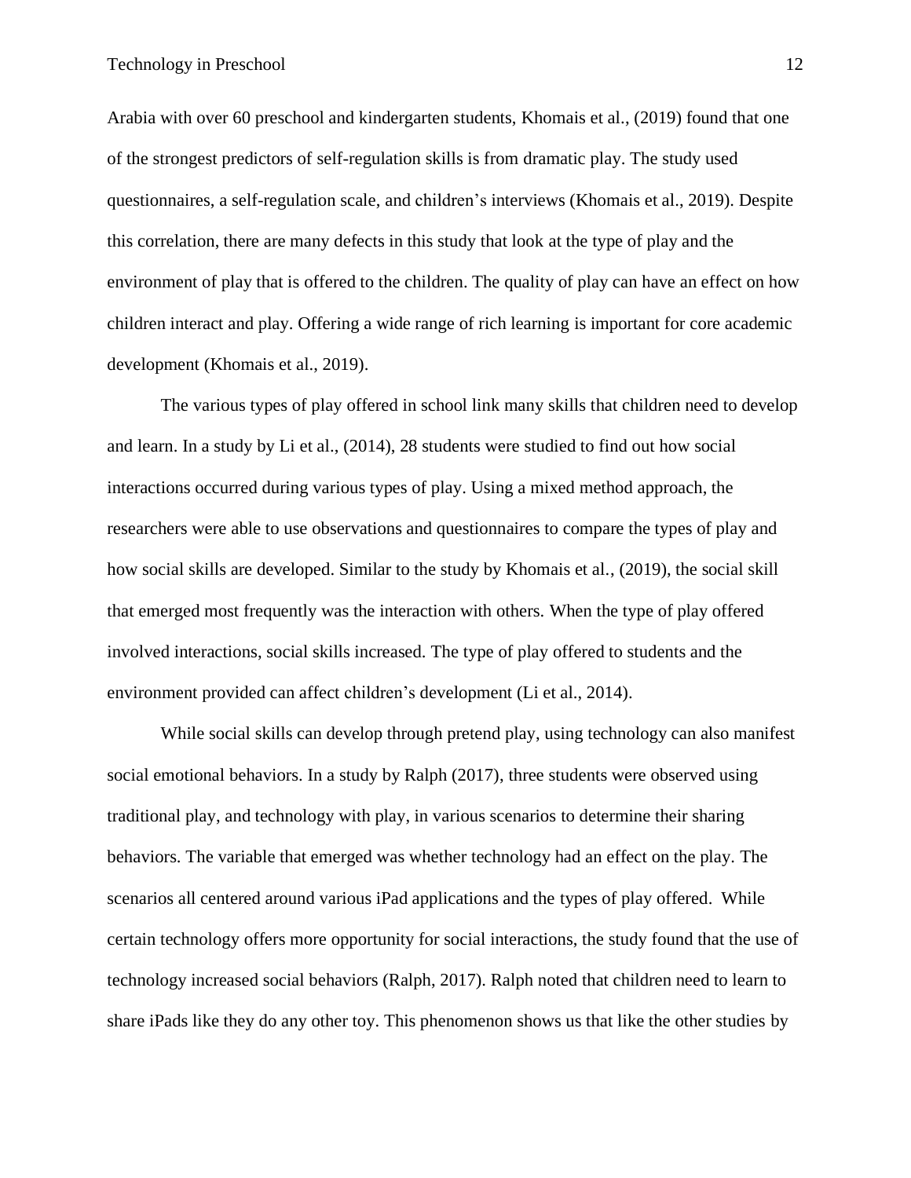Arabia with over 60 preschool and kindergarten students, Khomais et al., (2019) found that one of the strongest predictors of self-regulation skills is from dramatic play. The study used questionnaires, a self-regulation scale, and children's interviews (Khomais et al., 2019). Despite this correlation, there are many defects in this study that look at the type of play and the environment of play that is offered to the children. The quality of play can have an effect on how children interact and play. Offering a wide range of rich learning is important for core academic development (Khomais et al., 2019).

The various types of play offered in school link many skills that children need to develop and learn. In a study by Li et al., (2014), 28 students were studied to find out how social interactions occurred during various types of play. Using a mixed method approach, the researchers were able to use observations and questionnaires to compare the types of play and how social skills are developed. Similar to the study by Khomais et al., (2019), the social skill that emerged most frequently was the interaction with others. When the type of play offered involved interactions, social skills increased. The type of play offered to students and the environment provided can affect children's development (Li et al., 2014).

While social skills can develop through pretend play, using technology can also manifest social emotional behaviors. In a study by Ralph (2017), three students were observed using traditional play, and technology with play, in various scenarios to determine their sharing behaviors. The variable that emerged was whether technology had an effect on the play. The scenarios all centered around various iPad applications and the types of play offered. While certain technology offers more opportunity for social interactions, the study found that the use of technology increased social behaviors (Ralph, 2017). Ralph noted that children need to learn to share iPads like they do any other toy. This phenomenon shows us that like the other studies by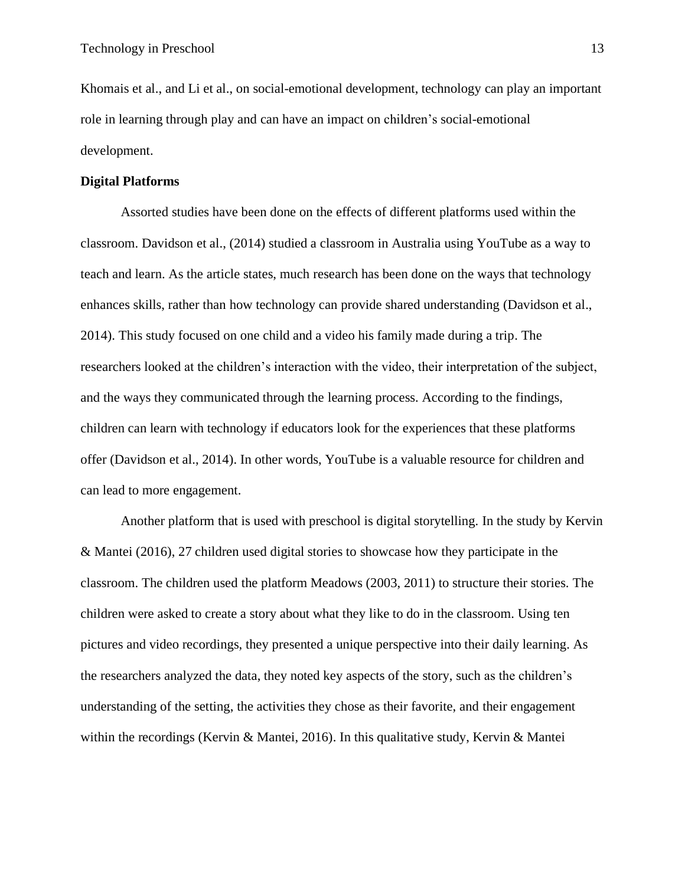Khomais et al., and Li et al., on social-emotional development, technology can play an important role in learning through play and can have an impact on children's social-emotional development.

**Digital Platforms**

Assorted studies have been done on the effects of different platforms used within the classroom. Davidson et al., (2014) studied a classroom in Australia using YouTube as a way to teach and learn. As the article states, much research has been done on the ways that technology enhances skills, rather than how technology can provide shared understanding (Davidson et al., 2014). This study focused on one child and a video his family made during a trip. The researchers looked at the children's interaction with the video, their interpretation of the subject, and the ways they communicated through the learning process. According to the findings, children can learn with technology if educators look for the experiences that these platforms offer (Davidson et al., 2014). In other words, YouTube is a valuable resource for children and can lead to more engagement.

Another platform that is used with preschool is digital storytelling. In the study by Kervin & Mantei (2016), 27 children used digital stories to showcase how they participate in the classroom. The children used the platform Meadows (2003, 2011) to structure their stories. The children were asked to create a story about what they like to do in the classroom. Using ten pictures and video recordings, they presented a unique perspective into their daily learning. As the researchers analyzed the data, they noted key aspects of the story, such as the children's understanding of the setting, the activities they chose as their favorite, and their engagement within the recordings (Kervin & Mantei, 2016). In this qualitative study, Kervin & Mantei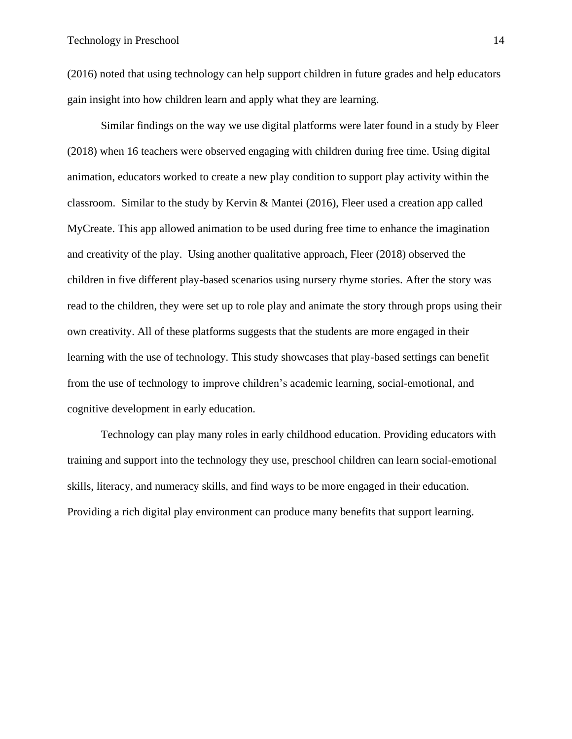(2016) noted that using technology can help support children in future grades and help educators gain insight into how children learn and apply what they are learning.

Similar findings on the way we use digital platforms were later found in a study by Fleer (2018) when 16 teachers were observed engaging with children during free time. Using digital animation, educators worked to create a new play condition to support play activity within the classroom. Similar to the study by Kervin & Mantei (2016), Fleer used a creation app called MyCreate. This app allowed animation to be used during free time to enhance the imagination and creativity of the play. Using another qualitative approach, Fleer (2018) observed the children in five different play-based scenarios using nursery rhyme stories. After the story was read to the children, they were set up to role play and animate the story through props using their own creativity. All of these platforms suggests that the students are more engaged in their learning with the use of technology. This study showcases that play-based settings can benefit from the use of technology to improve children's academic learning, social-emotional, and cognitive development in early education.

Technology can play many roles in early childhood education. Providing educators with training and support into the technology they use, preschool children can learn social-emotional skills, literacy, and numeracy skills, and find ways to be more engaged in their education. Providing a rich digital play environment can produce many benefits that support learning.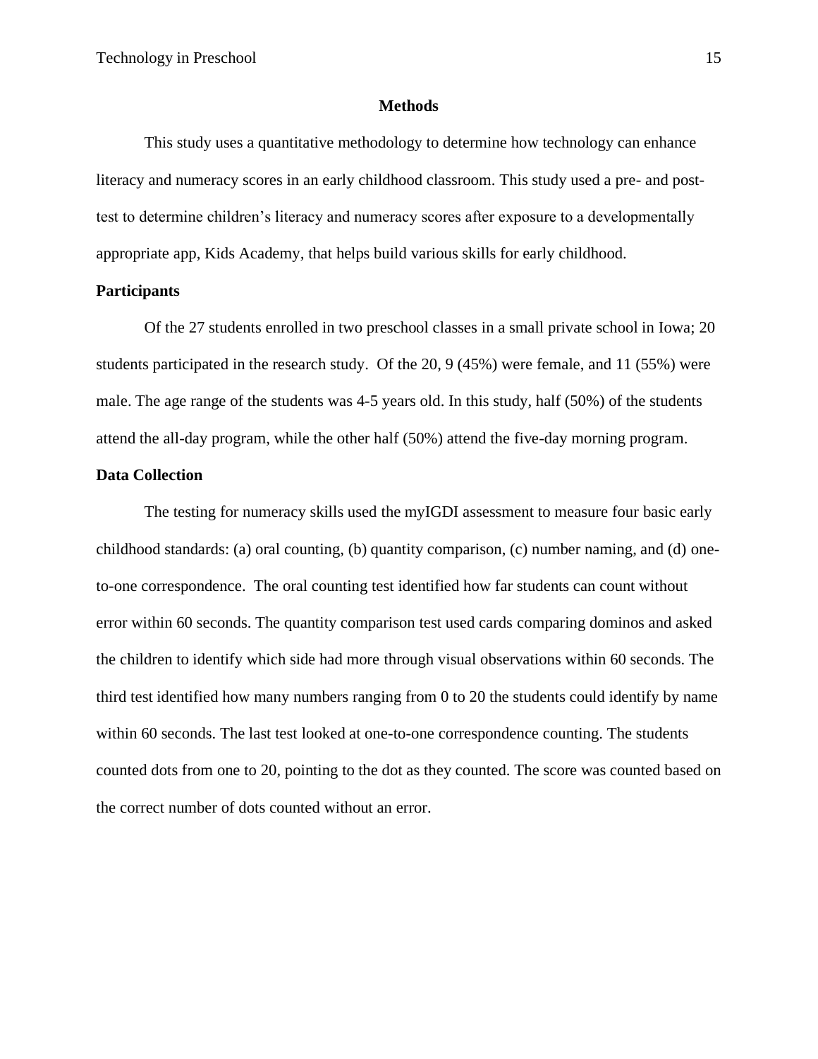# Methods

This study uses a quantitative methodology to determine how technology can enhance literacy and numeracy scores in an early childhood classroom. This study used a pre- and post-test to determine children's literacy and numeracy scores after exposure to a developmentally appropriate app, Kids Academy, that helps build various skills for early childhood.

## Participants

Of the 27 students enrolled in two preschool classes in a small private school in Iowa; 20 students participated in the research study. Of the 20, 9 (45%) were female, and 11 (55%) were male. The age range of the students was 4-5 years old. In this study, half (50%) of the students attend the all-day program, while the other half (50%) attend the five-day morning program.

## Data Collection

The testing for numeracy skills used the myIGDI assessment to measure four basic early childhood standards: (a) oral counting, (b) quantity comparison, (c) number naming, and (d) one-to-one correspondence. The oral counting test identified how far students can count without error within 60 seconds. The quantity comparison test used cards comparing dominos and asked the children to identify which side had more through visual observations within 60 seconds. The third test identified how many numbers ranging from 0 to 20 the students could identify by name within 60 seconds. The last test looked at one-to-one correspondence counting. The students counted dots from one to 20, pointing to the dot as they counted. The score was counted based on the correct number of dots counted without an error.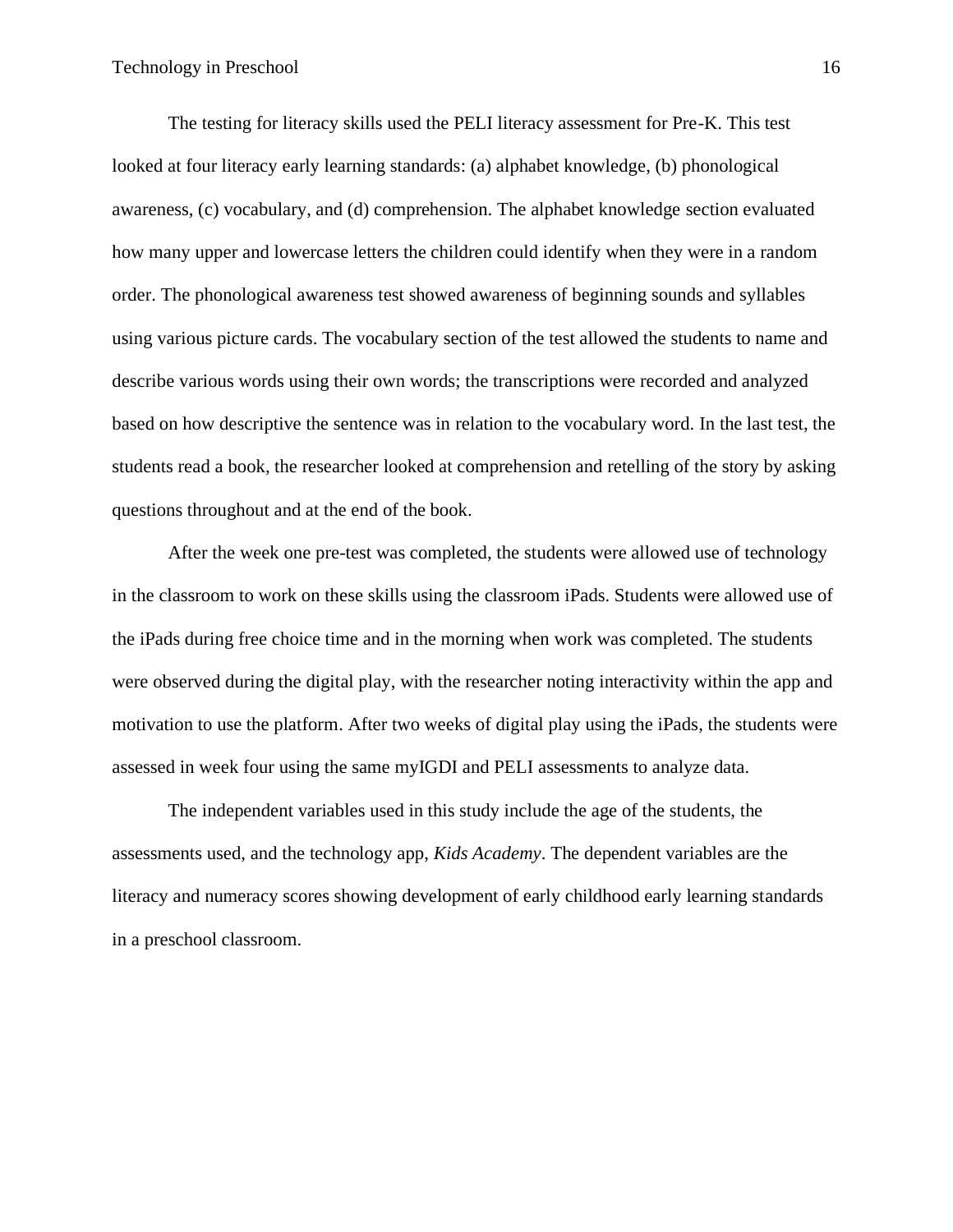The testing for literacy skills used the PELI literacy assessment for Pre-K. This test looked at four literacy early learning standards: (a) alphabet knowledge, (b) phonological awareness, (c) vocabulary, and (d) comprehension. The alphabet knowledge section evaluated how many upper and lowercase letters the children could identify when they were in a random order. The phonological awareness test showed awareness of beginning sounds and syllables using various picture cards. The vocabulary section of the test allowed the students to name and describe various words using their own words; the transcriptions were recorded and analyzed based on how descriptive the sentence was in relation to the vocabulary word. In the last test, the students read a book, the researcher looked at comprehension and retelling of the story by asking questions throughout and at the end of the book.

After the week one pre-test was completed, the students were allowed use of technology in the classroom to work on these skills using the classroom iPads. Students were allowed use of the iPads during free choice time and in the morning when work was completed. The students were observed during the digital play, with the researcher noting interactivity within the app and motivation to use the platform. After two weeks of digital play using the iPads, the students were assessed in week four using the same myIGDI and PELI assessments to analyze data.

The independent variables used in this study include the age of the students, the assessments used, and the technology app, *Kids Academy*. The dependent variables are the literacy and numeracy scores showing development of early childhood early learning standards in a preschool classroom.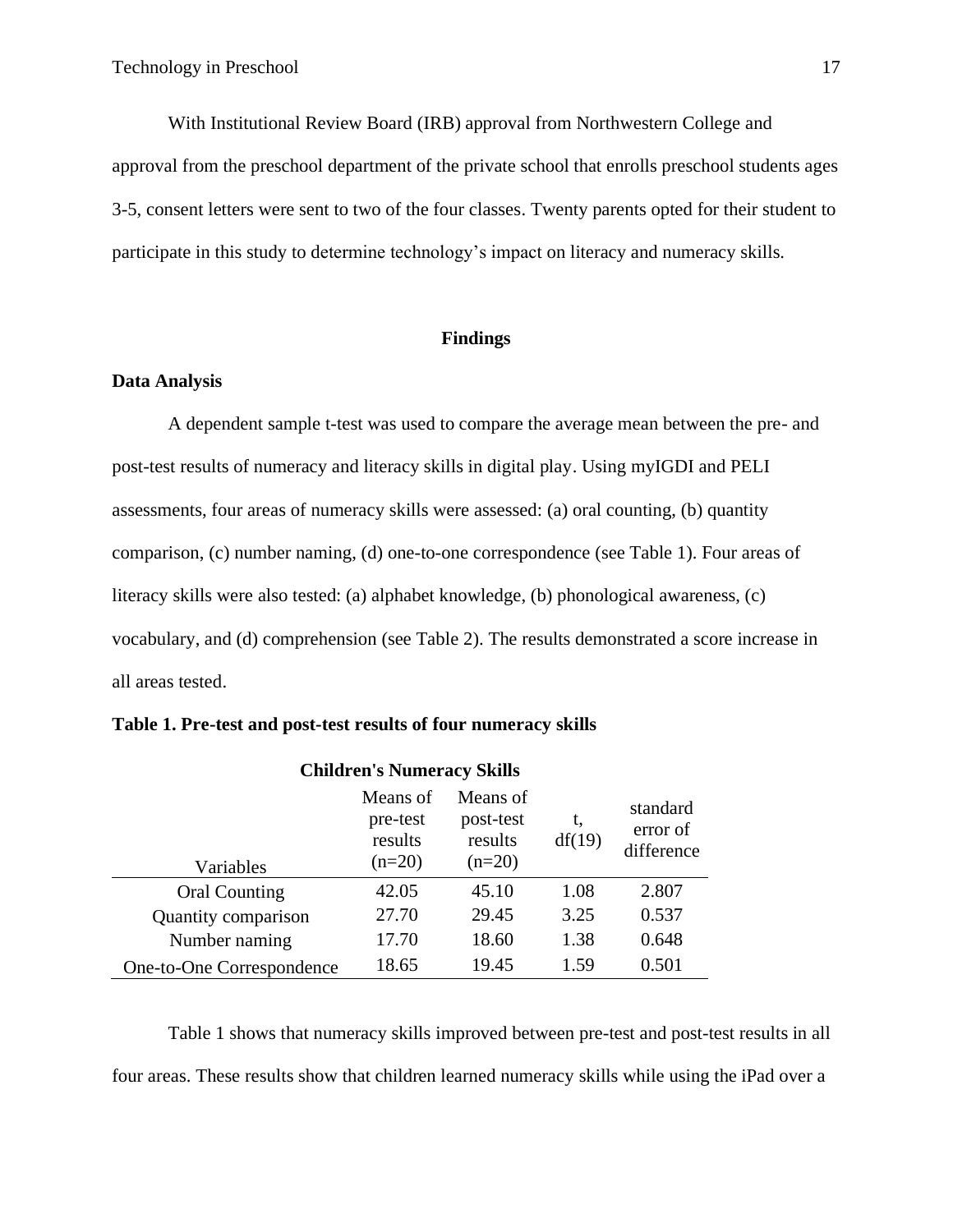With Institutional Review Board (IRB) approval from Northwestern College and approval from the preschool department of the private school that enrolls preschool students ages 3-5, consent letters were sent to two of the four classes. Twenty parents opted for their student to participate in this study to determine technology's impact on literacy and numeracy skills.

## Findings

### Data Analysis

A dependent sample t-test was used to compare the average mean between the pre- and post-test results of numeracy and literacy skills in digital play. Using myIGDI and PELI assessments, four areas of numeracy skills were assessed: (a) oral counting, (b) quantity comparison, (c) number naming, (d) one-to-one correspondence (see Table 1). Four areas of literacy skills were also tested: (a) alphabet knowledge, (b) phonological awareness, (c) vocabulary, and (d) comprehension (see Table 2). The results demonstrated a score increase in all areas tested.

**Table 1. Pre-test and post-test results of four numeracy skills**

**Children's Numeracy Skills**

| Variables | Means of pre-test results (n=20) | Means of post-test results (n=20) | t, df(19) | standard error of difference |
|---|---|---|---|---|
| Oral Counting | 42.05 | 45.10 | 1.08 | 2.807 |
| Quantity comparison | 27.70 | 29.45 | 3.25 | 0.537 |
| Number naming | 17.70 | 18.60 | 1.38 | 0.648 |
| One-to-One Correspondence | 18.65 | 19.45 | 1.59 | 0.501 |

Table 1 shows that numeracy skills improved between pre-test and post-test results in all four areas. These results show that children learned numeracy skills while using the iPad over a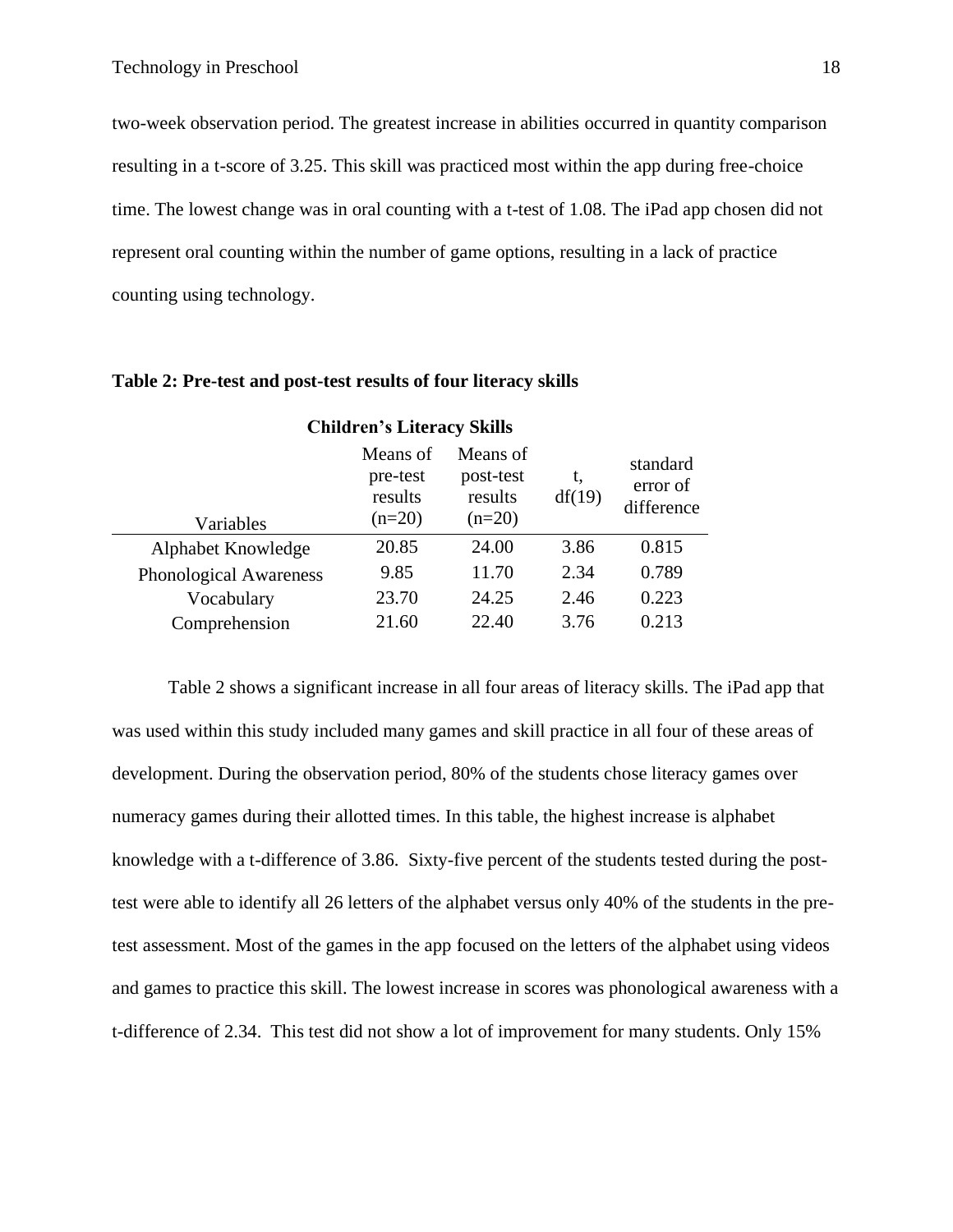two-week observation period. The greatest increase in abilities occurred in quantity comparison resulting in a t-score of 3.25. This skill was practiced most within the app during free-choice time. The lowest change was in oral counting with a t-test of 1.08. The iPad app chosen did not represent oral counting within the number of game options, resulting in a lack of practice counting using technology.

**Table 2: Pre-test and post-test results of four literacy skills**

| Children's Literacy Skills | | | | |
|---|---|---|---|---|
| Variables | Means of pre-test results (n=20) | Means of post-test results (n=20) | t, df(19) | standard error of difference |
| Alphabet Knowledge | 20.85 | 24.00 | 3.86 | 0.815 |
| Phonological Awareness | 9.85 | 11.70 | 2.34 | 0.789 |
| Vocabulary | 23.70 | 24.25 | 2.46 | 0.223 |
| Comprehension | 21.60 | 22.40 | 3.76 | 0.213 |

Table 2 shows a significant increase in all four areas of literacy skills. The iPad app that was used within this study included many games and skill practice in all four of these areas of development. During the observation period, 80% of the students chose literacy games over numeracy games during their allotted times. In this table, the highest increase is alphabet knowledge with a t-difference of 3.86. Sixty-five percent of the students tested during the post-test were able to identify all 26 letters of the alphabet versus only 40% of the students in the pre-test assessment. Most of the games in the app focused on the letters of the alphabet using videos and games to practice this skill. The lowest increase in scores was phonological awareness with a t-difference of 2.34. This test did not show a lot of improvement for many students. Only 15%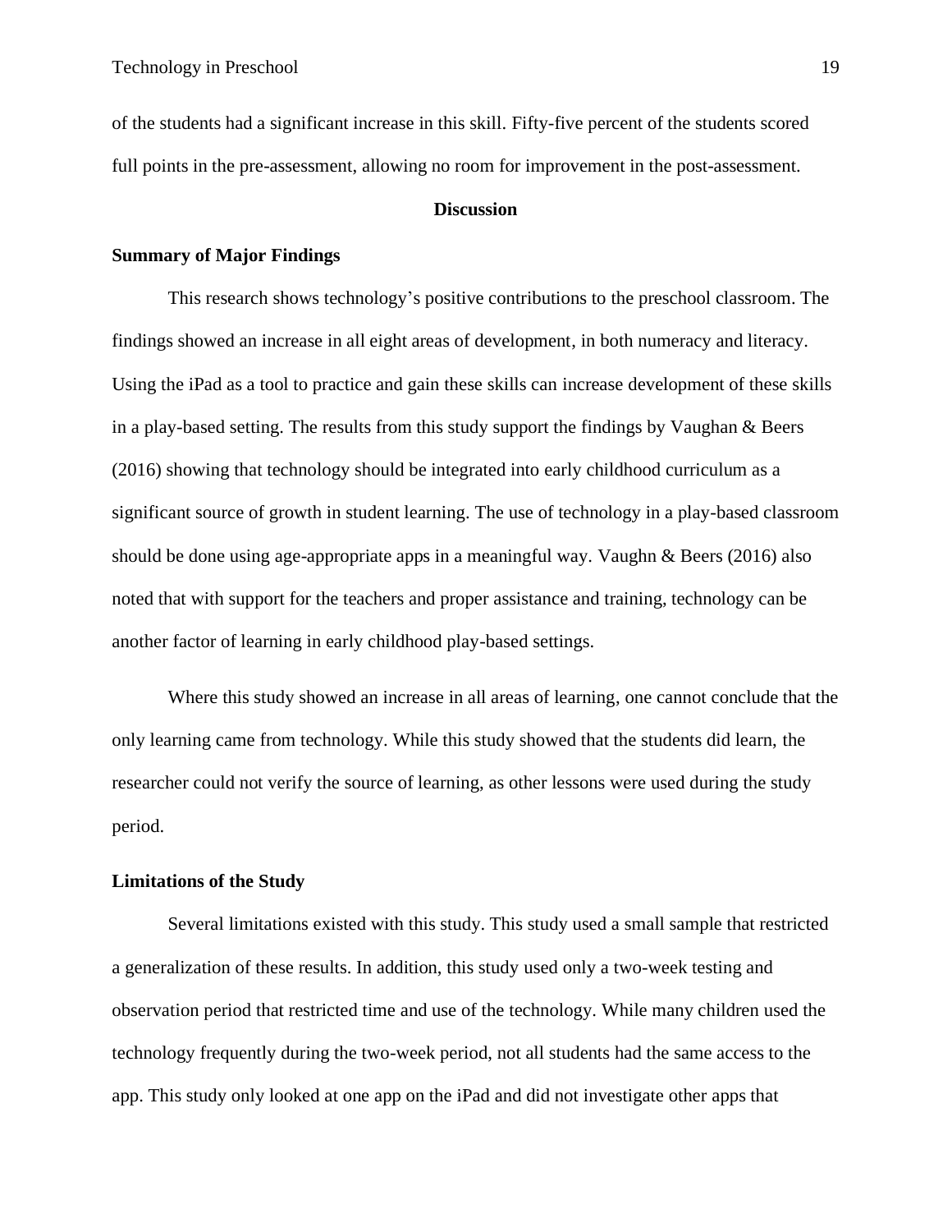of the students had a significant increase in this skill. Fifty-five percent of the students scored full points in the pre-assessment, allowing no room for improvement in the post-assessment.

## Discussion

### Summary of Major Findings

This research shows technology's positive contributions to the preschool classroom. The findings showed an increase in all eight areas of development, in both numeracy and literacy. Using the iPad as a tool to practice and gain these skills can increase development of these skills in a play-based setting. The results from this study support the findings by Vaughan & Beers (2016) showing that technology should be integrated into early childhood curriculum as a significant source of growth in student learning. The use of technology in a play-based classroom should be done using age-appropriate apps in a meaningful way. Vaughn & Beers (2016) also noted that with support for the teachers and proper assistance and training, technology can be another factor of learning in early childhood play-based settings.

Where this study showed an increase in all areas of learning, one cannot conclude that the only learning came from technology. While this study showed that the students did learn, the researcher could not verify the source of learning, as other lessons were used during the study period.

### Limitations of the Study

Several limitations existed with this study. This study used a small sample that restricted a generalization of these results. In addition, this study used only a two-week testing and observation period that restricted time and use of the technology. While many children used the technology frequently during the two-week period, not all students had the same access to the app. This study only looked at one app on the iPad and did not investigate other apps that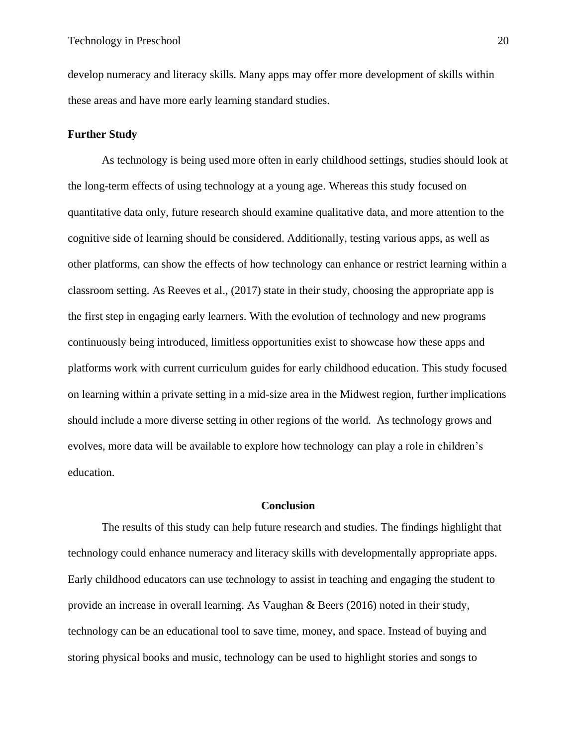develop numeracy and literacy skills. Many apps may offer more development of skills within these areas and have more early learning standard studies.

**Further Study**

As technology is being used more often in early childhood settings, studies should look at the long-term effects of using technology at a young age. Whereas this study focused on quantitative data only, future research should examine qualitative data, and more attention to the cognitive side of learning should be considered. Additionally, testing various apps, as well as other platforms, can show the effects of how technology can enhance or restrict learning within a classroom setting. As Reeves et al., (2017) state in their study, choosing the appropriate app is the first step in engaging early learners. With the evolution of technology and new programs continuously being introduced, limitless opportunities exist to showcase how these apps and platforms work with current curriculum guides for early childhood education. This study focused on learning within a private setting in a mid-size area in the Midwest region, further implications should include a more diverse setting in other regions of the world. As technology grows and evolves, more data will be available to explore how technology can play a role in children's education.

## Conclusion

The results of this study can help future research and studies. The findings highlight that technology could enhance numeracy and literacy skills with developmentally appropriate apps. Early childhood educators can use technology to assist in teaching and engaging the student to provide an increase in overall learning. As Vaughan & Beers (2016) noted in their study, technology can be an educational tool to save time, money, and space. Instead of buying and storing physical books and music, technology can be used to highlight stories and songs to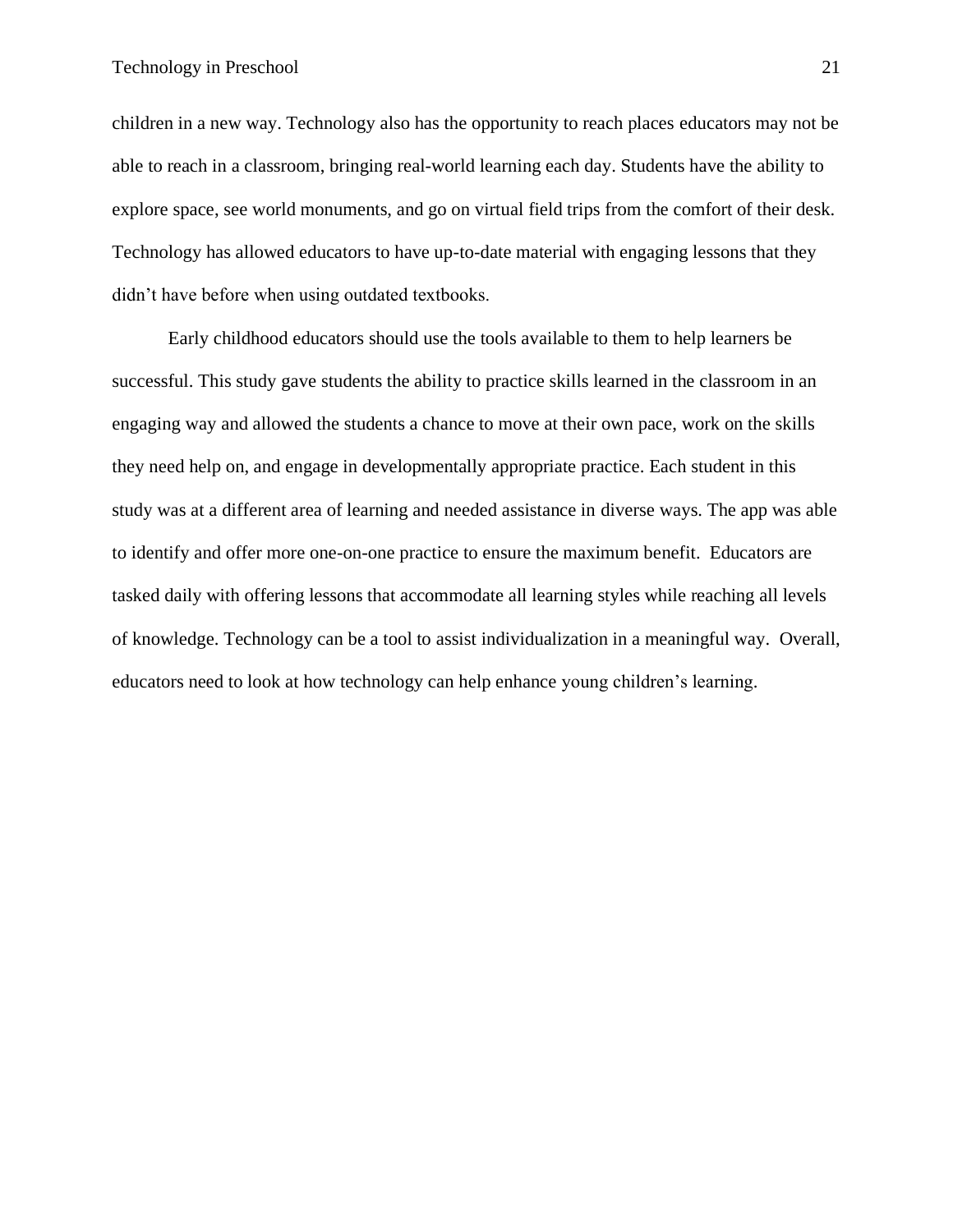children in a new way. Technology also has the opportunity to reach places educators may not be able to reach in a classroom, bringing real-world learning each day. Students have the ability to explore space, see world monuments, and go on virtual field trips from the comfort of their desk. Technology has allowed educators to have up-to-date material with engaging lessons that they didn't have before when using outdated textbooks.

Early childhood educators should use the tools available to them to help learners be successful. This study gave students the ability to practice skills learned in the classroom in an engaging way and allowed the students a chance to move at their own pace, work on the skills they need help on, and engage in developmentally appropriate practice. Each student in this study was at a different area of learning and needed assistance in diverse ways. The app was able to identify and offer more one-on-one practice to ensure the maximum benefit. Educators are tasked daily with offering lessons that accommodate all learning styles while reaching all levels of knowledge. Technology can be a tool to assist individualization in a meaningful way. Overall, educators need to look at how technology can help enhance young children's learning.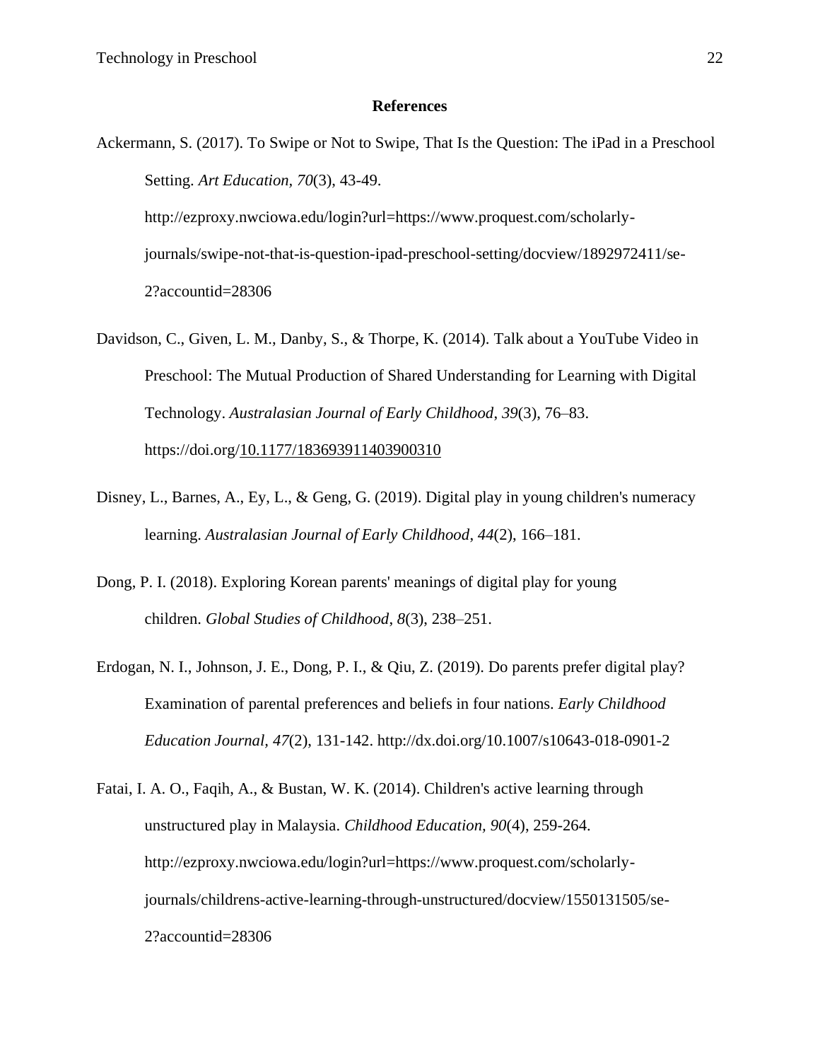# References

Ackermann, S. (2017). To Swipe or Not to Swipe, That Is the Question: The iPad in a Preschool Setting. *Art Education, 70*(3), 43-49. http://ezproxy.nwciowa.edu/login?url=https://www.proquest.com/scholarly-journals/swipe-not-that-is-question-ipad-preschool-setting/docview/1892972411/se-2?accountid=28306

Davidson, C., Given, L. M., Danby, S., & Thorpe, K. (2014). Talk about a YouTube Video in Preschool: The Mutual Production of Shared Understanding for Learning with Digital Technology. *Australasian Journal of Early Childhood*, *39*(3), 76–83. https://doi.org/10.1177/183693911403900310

Disney, L., Barnes, A., Ey, L., & Geng, G. (2019). Digital play in young children's numeracy learning. *Australasian Journal of Early Childhood*, *44*(2), 166–181.

Dong, P. I. (2018). Exploring Korean parents' meanings of digital play for young children. *Global Studies of Childhood*, *8*(3), 238–251.

Erdogan, N. I., Johnson, J. E., Dong, P. I., & Qiu, Z. (2019). Do parents prefer digital play? Examination of parental preferences and beliefs in four nations. *Early Childhood Education Journal, 47*(2), 131-142. http://dx.doi.org/10.1007/s10643-018-0901-2

Fatai, I. A. O., Faqih, A., & Bustan, W. K. (2014). Children's active learning through unstructured play in Malaysia. *Childhood Education, 90*(4), 259-264. http://ezproxy.nwciowa.edu/login?url=https://www.proquest.com/scholarly-journals/childrens-active-learning-through-unstructured/docview/1550131505/se-2?accountid=28306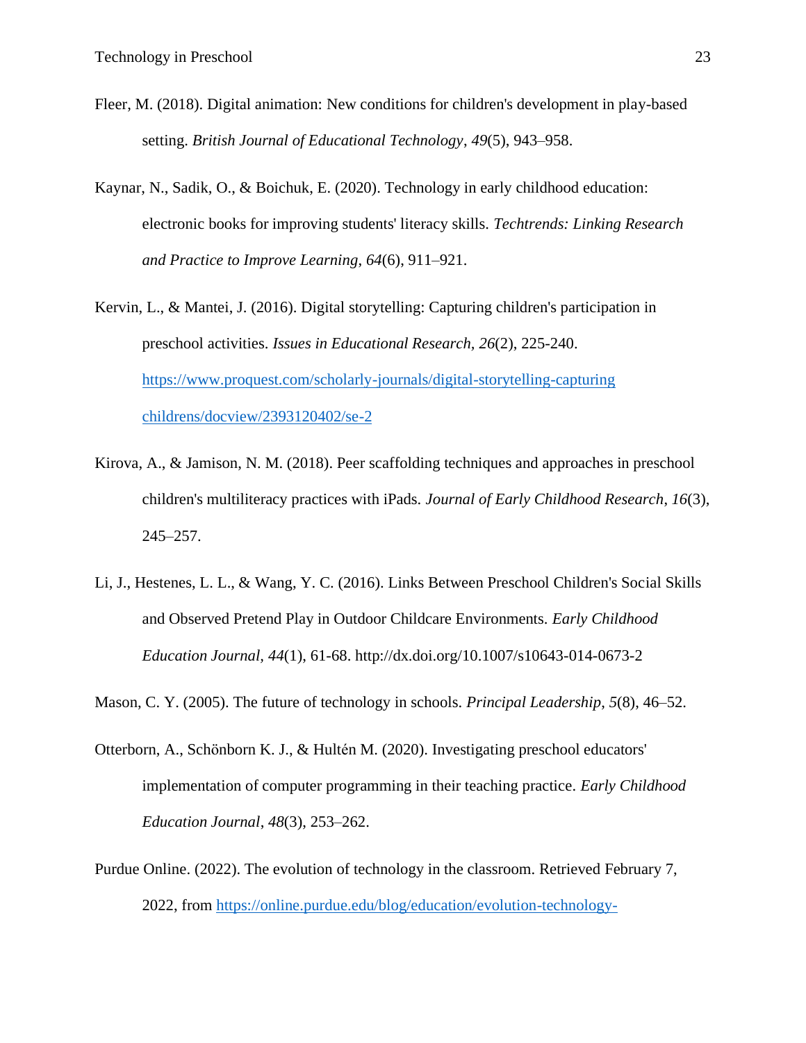Fleer, M. (2018). Digital animation: New conditions for children's development in play-based setting. *British Journal of Educational Technology*, *49*(5), 943–958.

Kaynar, N., Sadik, O., & Boichuk, E. (2020). Technology in early childhood education: electronic books for improving students' literacy skills. *Techtrends: Linking Research and Practice to Improve Learning*, *64*(6), 911–921.

Kervin, L., & Mantei, J. (2016). Digital storytelling: Capturing children's participation in preschool activities. *Issues in Educational Research, 26*(2), 225-240. https://www.proquest.com/scholarly-journals/digital-storytelling-capturing childrens/docview/2393120402/se-2

Kirova, A., & Jamison, N. M. (2018). Peer scaffolding techniques and approaches in preschool children's multiliteracy practices with iPads. *Journal of Early Childhood Research*, *16*(3), 245–257.

Li, J., Hestenes, L. L., & Wang, Y. C. (2016). Links Between Preschool Children's Social Skills and Observed Pretend Play in Outdoor Childcare Environments. *Early Childhood Education Journal*, *44*(1), 61-68. http://dx.doi.org/10.1007/s10643-014-0673-2

Mason, C. Y. (2005). The future of technology in schools. *Principal Leadership*, *5*(8), 46–52.

Otterborn, A., Schönborn K. J., & Hultén M. (2020). Investigating preschool educators' implementation of computer programming in their teaching practice. *Early Childhood Education Journal*, *48*(3), 253–262.

Purdue Online. (2022). The evolution of technology in the classroom. Retrieved February 7, 2022, from https://online.purdue.edu/blog/education/evolution-technology-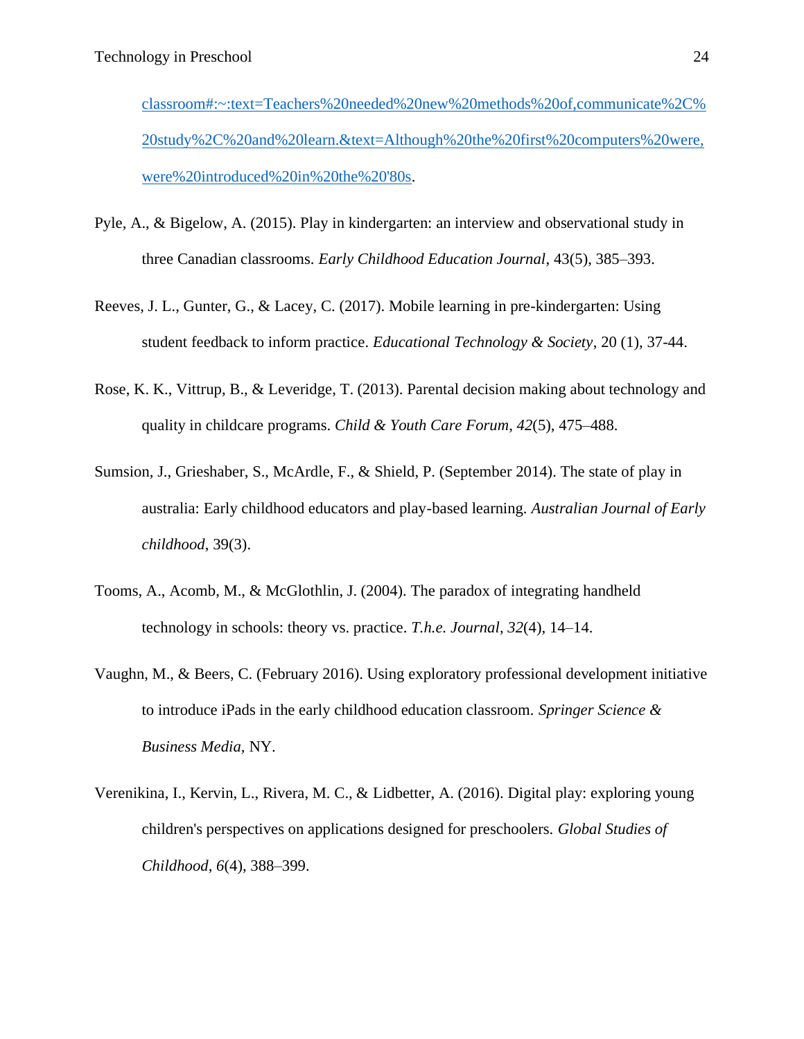classroom#:~:text=Teachers%20needed%20new%20methods%20of,communicate%2C%20study%2C%20and%20learn.&text=Although%20the%20first%20computers%20were,were%20introduced%20in%20the%20'80s.

Pyle, A., & Bigelow, A. (2015). Play in kindergarten: an interview and observational study in three Canadian classrooms. *Early Childhood Education Journal*, 43(5), 385–393.

Reeves, J. L., Gunter, G., & Lacey, C. (2017). Mobile learning in pre-kindergarten: Using student feedback to inform practice. *Educational Technology & Society*, 20 (1), 37-44.

Rose, K. K., Vittrup, B., & Leveridge, T. (2013). Parental decision making about technology and quality in childcare programs. *Child & Youth Care Forum*, *42*(5), 475–488.

Sumsion, J., Grieshaber, S., McArdle, F., & Shield, P. (September 2014). The state of play in australia: Early childhood educators and play-based learning. *Australian Journal of Early childhood*, 39(3).

Tooms, A., Acomb, M., & McGlothlin, J. (2004). The paradox of integrating handheld technology in schools: theory vs. practice. *T.h.e. Journal*, *32*(4), 14–14.

Vaughn, M., & Beers, C. (February 2016). Using exploratory professional development initiative to introduce iPads in the early childhood education classroom. *Springer Science & Business Media*, NY.

Verenikina, I., Kervin, L., Rivera, M. C., & Lidbetter, A. (2016). Digital play: exploring young children's perspectives on applications designed for preschoolers. *Global Studies of Childhood*, *6*(4), 388–399.